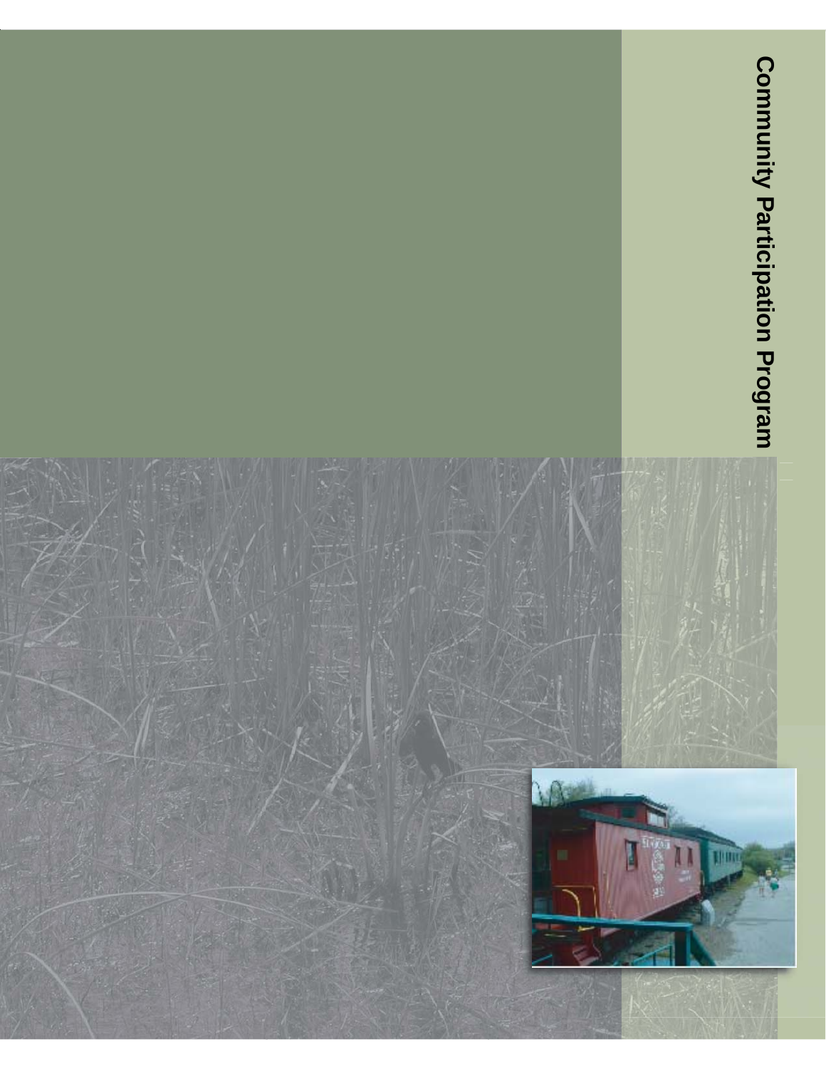# Community Participation Program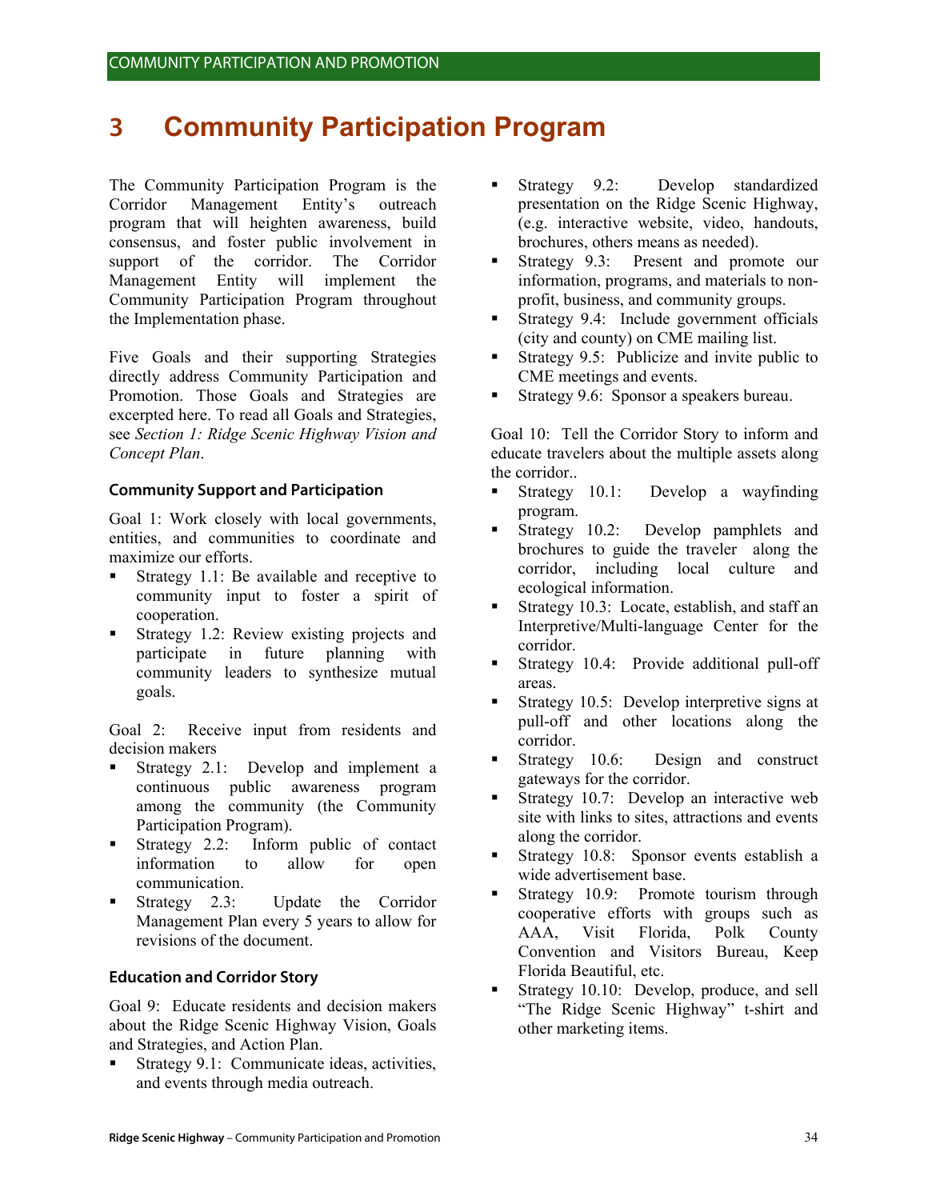# 3 Community Participation Program

The Community Participation Program is the Corridor Management Entity's outreach program that will heighten awareness, build consensus, and foster public involvement in support of the corridor. The Corridor Management Entity will implement the Community Participation Program throughout the Implementation phase.

Five Goals and their supporting Strategies directly address Community Participation and Promotion. Those Goals and Strategies are excerpted here. To read all Goals and Strategies, see *Section 1: Ridge Scenic Highway Vision and Concept Plan*.

### Community Support and Participation

Goal 1: Work closely with local governments, entities, and communities to coordinate and maximize our efforts.

- Strategy 1.1: Be available and receptive to community input to foster a spirit of cooperation.
- Strategy 1.2: Review existing projects and participate in future planning with community leaders to synthesize mutual goals.

Goal 2: Receive input from residents and decision makers

- Strategy 2.1: Develop and implement a continuous public awareness program among the community (the Community Participation Program).
- Strategy 2.2: Inform public of contact information to allow for open communication.
- Strategy 2.3: Update the Corridor Management Plan every 5 years to allow for revisions of the document.

### Education and Corridor Story

Goal 9: Educate residents and decision makers about the Ridge Scenic Highway Vision, Goals and Strategies, and Action Plan.

- Strategy 9.1: Communicate ideas, activities, and events through media outreach.
- Strategy 9.2: Develop standardized presentation on the Ridge Scenic Highway, (e.g. interactive website, video, handouts, brochures, others means as needed).
- Strategy 9.3: Present and promote our information, programs, and materials to non-profit, business, and community groups.
- Strategy 9.4: Include government officials (city and county) on CME mailing list.
- Strategy 9.5: Publicize and invite public to CME meetings and events.
- Strategy 9.6: Sponsor a speakers bureau.

Goal 10: Tell the Corridor Story to inform and educate travelers about the multiple assets along the corridor..

- Strategy 10.1: Develop a wayfinding program.
- Strategy 10.2: Develop pamphlets and brochures to guide the traveler along the corridor, including local culture and ecological information.
- Strategy 10.3: Locate, establish, and staff an Interpretive/Multi-language Center for the corridor.
- Strategy 10.4: Provide additional pull-off areas.
- Strategy 10.5: Develop interpretive signs at pull-off and other locations along the corridor.
- Strategy 10.6: Design and construct gateways for the corridor.
- Strategy 10.7: Develop an interactive web site with links to sites, attractions and events along the corridor.
- Strategy 10.8: Sponsor events establish a wide advertisement base.
- Strategy 10.9: Promote tourism through cooperative efforts with groups such as AAA, Visit Florida, Polk County Convention and Visitors Bureau, Keep Florida Beautiful, etc.
- Strategy 10.10: Develop, produce, and sell "The Ridge Scenic Highway" t-shirt and other marketing items.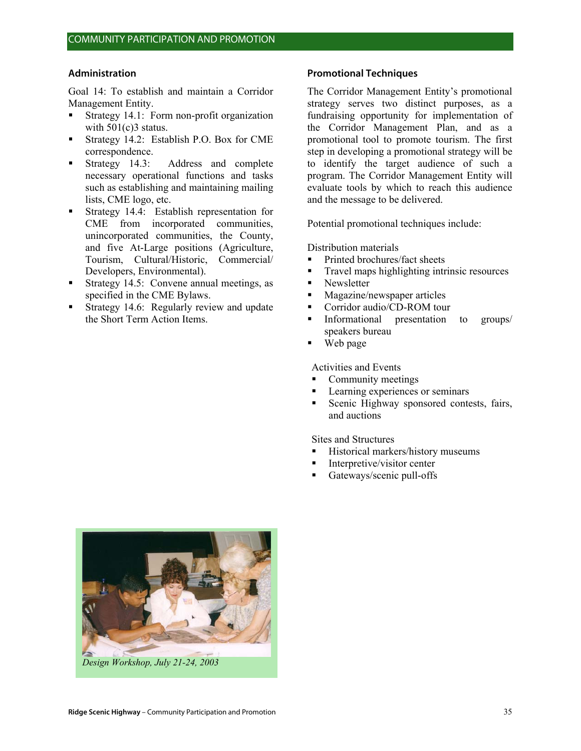## COMMUNITY PARTICIPATION AND PROMOTION

### Administration

Goal 14: To establish and maintain a Corridor Management Entity.

- Strategy 14.1: Form non-profit organization with 501(c)3 status.
- Strategy 14.2: Establish P.O. Box for CME correspondence.
- Strategy 14.3: Address and complete necessary operational functions and tasks such as establishing and maintaining mailing lists, CME logo, etc.
- Strategy 14.4: Establish representation for CME from incorporated communities, unincorporated communities, the County, and five At-Large positions (Agriculture, Tourism, Cultural/Historic, Commercial/ Developers, Environmental).
- Strategy 14.5: Convene annual meetings, as specified in the CME Bylaws.
- Strategy 14.6: Regularly review and update the Short Term Action Items.

*Design Workshop, July 21-24, 2003*

### Promotional Techniques

The Corridor Management Entity's promotional strategy serves two distinct purposes, as a fundraising opportunity for implementation of the Corridor Management Plan, and as a promotional tool to promote tourism. The first step in developing a promotional strategy will be to identify the target audience of such a program. The Corridor Management Entity will evaluate tools by which to reach this audience and the message to be delivered.

Potential promotional techniques include:

Distribution materials

- Printed brochures/fact sheets
- Travel maps highlighting intrinsic resources
- Newsletter
- Magazine/newspaper articles
- Corridor audio/CD-ROM tour
- Informational presentation to groups/ speakers bureau
- Web page

Activities and Events

- Community meetings
- Learning experiences or seminars
- Scenic Highway sponsored contests, fairs, and auctions

Sites and Structures

- Historical markers/history museums
- Interpretive/visitor center
- Gateways/scenic pull-offs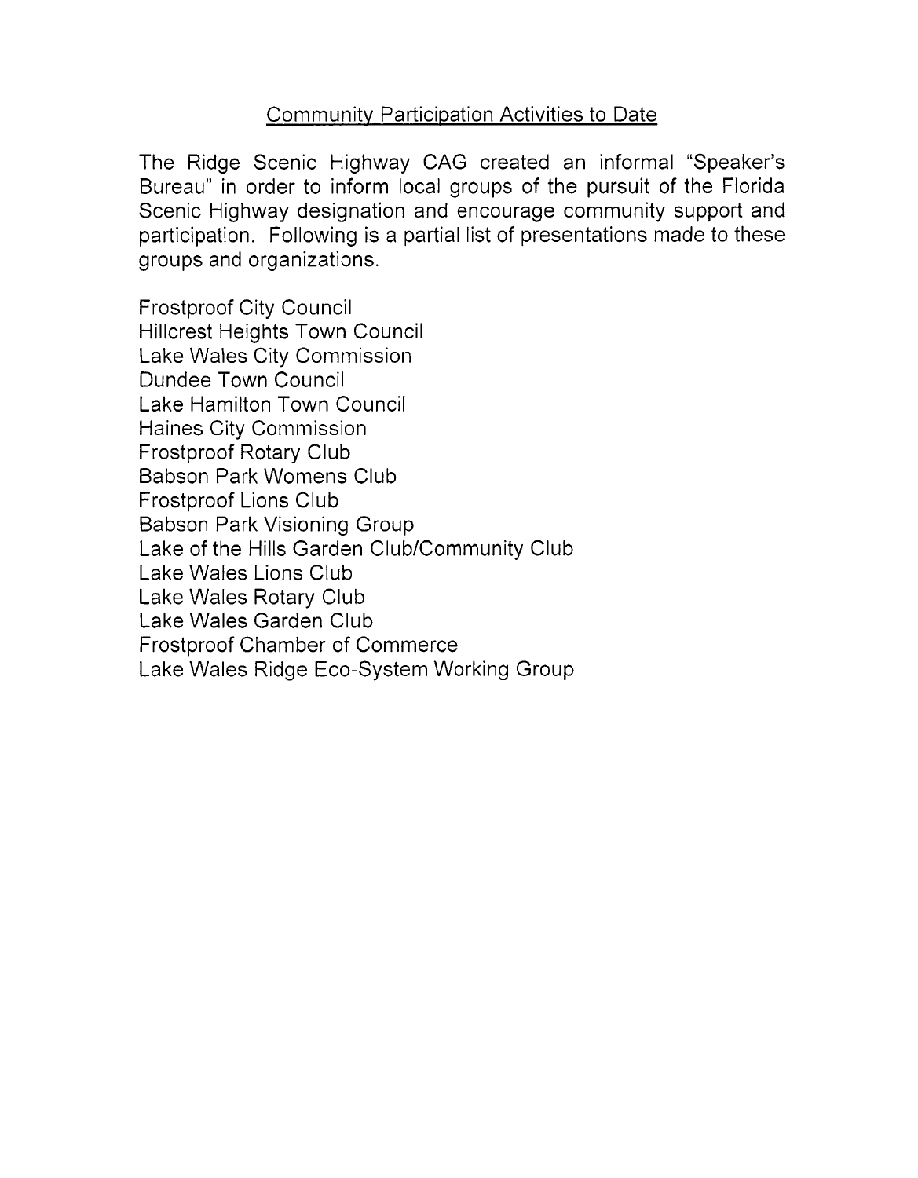## Community Participation Activities to Date

The Ridge Scenic Highway CAG created an informal "Speaker's Bureau" in order to inform local groups of the pursuit of the Florida Scenic Highway designation and encourage community support and participation. Following is a partial list of presentations made to these groups and organizations.

Frostproof City Council
Hillcrest Heights Town Council
Lake Wales City Commission
Dundee Town Council
Lake Hamilton Town Council
Haines City Commission
Frostproof Rotary Club
Babson Park Womens Club
Frostproof Lions Club
Babson Park Visioning Group
Lake of the Hills Garden Club/Community Club
Lake Wales Lions Club
Lake Wales Rotary Club
Lake Wales Garden Club
Frostproof Chamber of Commerce
Lake Wales Ridge Eco-System Working Group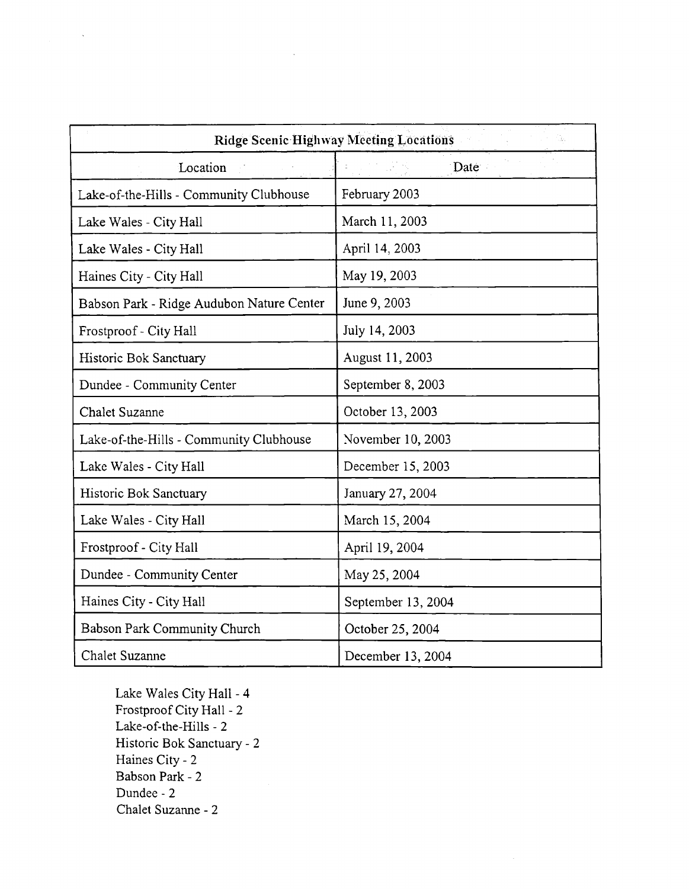| Ridge Scenic Highway Meeting Locations | |
|---|---|
| Location | Date |
| Lake-of-the-Hills - Community Clubhouse | February 2003 |
| Lake Wales - City Hall | March 11, 2003 |
| Lake Wales - City Hall | April 14, 2003 |
| Haines City - City Hall | May 19, 2003 |
| Babson Park - Ridge Audubon Nature Center | June 9, 2003 |
| Frostproof - City Hall | July 14, 2003 |
| Historic Bok Sanctuary | August 11, 2003 |
| Dundee - Community Center | September 8, 2003 |
| Chalet Suzanne | October 13, 2003 |
| Lake-of-the-Hills - Community Clubhouse | November 10, 2003 |
| Lake Wales - City Hall | December 15, 2003 |
| Historic Bok Sanctuary | January 27, 2004 |
| Lake Wales - City Hall | March 15, 2004 |
| Frostproof - City Hall | April 19, 2004 |
| Dundee - Community Center | May 25, 2004 |
| Haines City - City Hall | September 13, 2004 |
| Babson Park Community Church | October 25, 2004 |
| Chalet Suzanne | December 13, 2004 |

Lake Wales City Hall - 4
Frostproof City Hall - 2
Lake-of-the-Hills - 2
Historic Bok Sanctuary - 2
Haines City - 2
Babson Park - 2
Dundee - 2
Chalet Suzanne - 2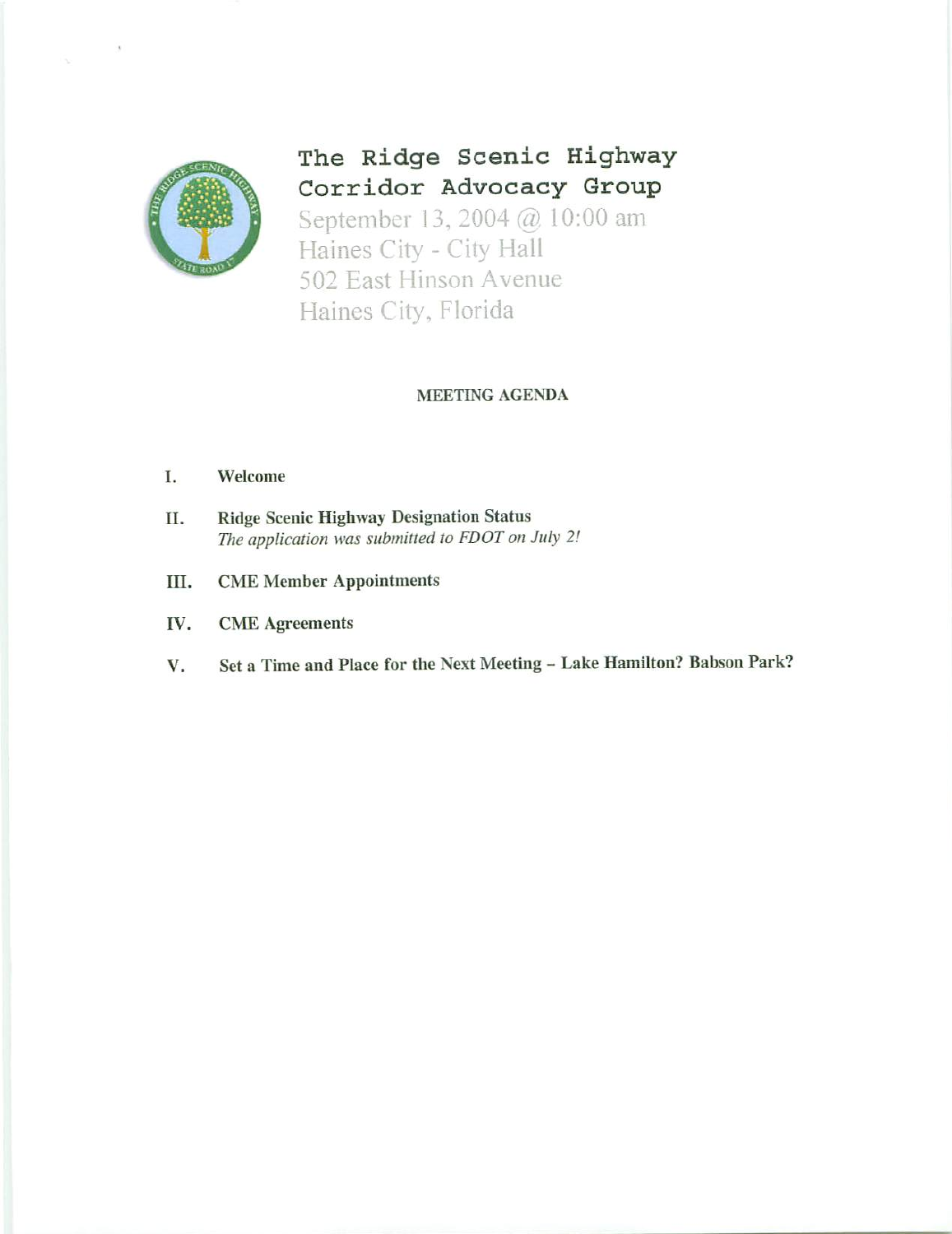# The Ridge Scenic Highway Corridor Advocacy Group

September 13, 2004 @ 10:00 am
Haines City - City Hall
502 East Hinson Avenue
Haines City, Florida

**MEETING AGENDA**

I. **Welcome**

II. **Ridge Scenic Highway Designation Status**
*The application was submitted to FDOT on July 2!*

III. **CME Member Appointments**

IV. **CME Agreements**

V. **Set a Time and Place for the Next Meeting – Lake Hamilton? Babson Park?**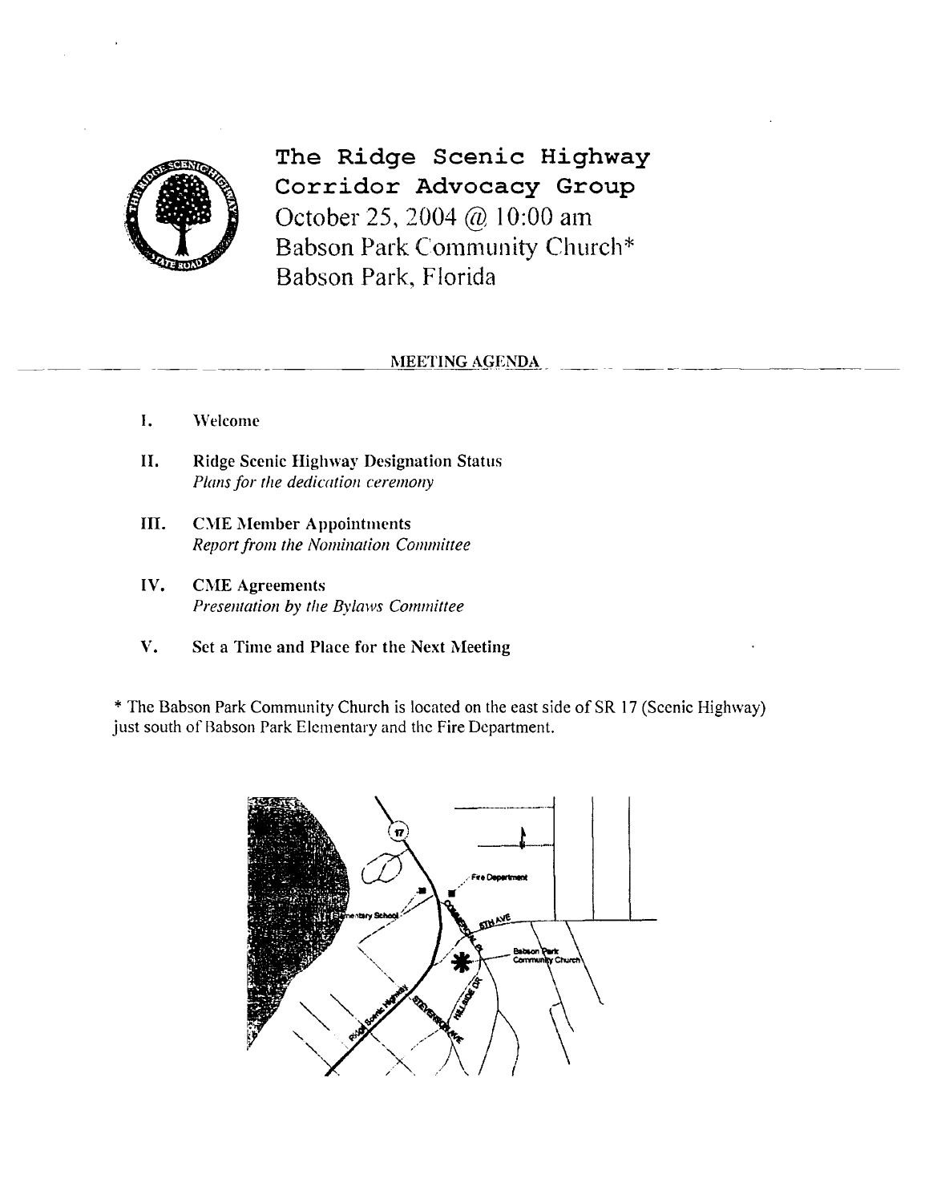# The Ridge Scenic Highway Corridor Advocacy Group

October 25, 2004 @ 10:00 am
Babson Park Community Church*
Babson Park, Florida

## MEETING AGENDA

I. Welcome

II. **Ridge Scenic Highway Designation Status**
*Plans for the dedication ceremony*

III. **CME Member Appointments**
*Report from the Nomination Committee*

IV. **CME Agreements**
*Presentation by the Bylaws Committee*

V. **Set a Time and Place for the Next Meeting**

* The Babson Park Community Church is located on the east side of SR 17 (Scenic Highway) just south of Babson Park Elementary and the Fire Department.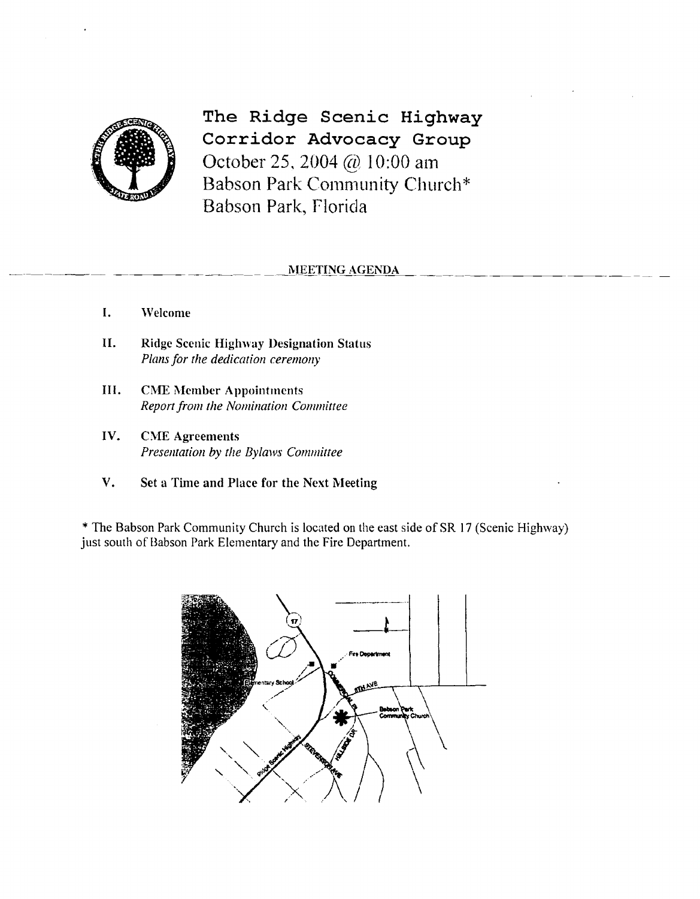# The Ridge Scenic Highway Corridor Advocacy Group

October 25, 2004 @ 10:00 am
Babson Park Community Church*
Babson Park, Florida

## MEETING AGENDA

I. Welcome

II. **Ridge Scenic Highway Designation Status**
*Plans for the dedication ceremony*

III. **CME Member Appointments**
*Report from the Nomination Committee*

IV. **CME Agreements**
*Presentation by the Bylaws Committee*

V. **Set a Time and Place for the Next Meeting**

* The Babson Park Community Church is located on the east side of SR 17 (Scenic Highway) just south of Babson Park Elementary and the Fire Department.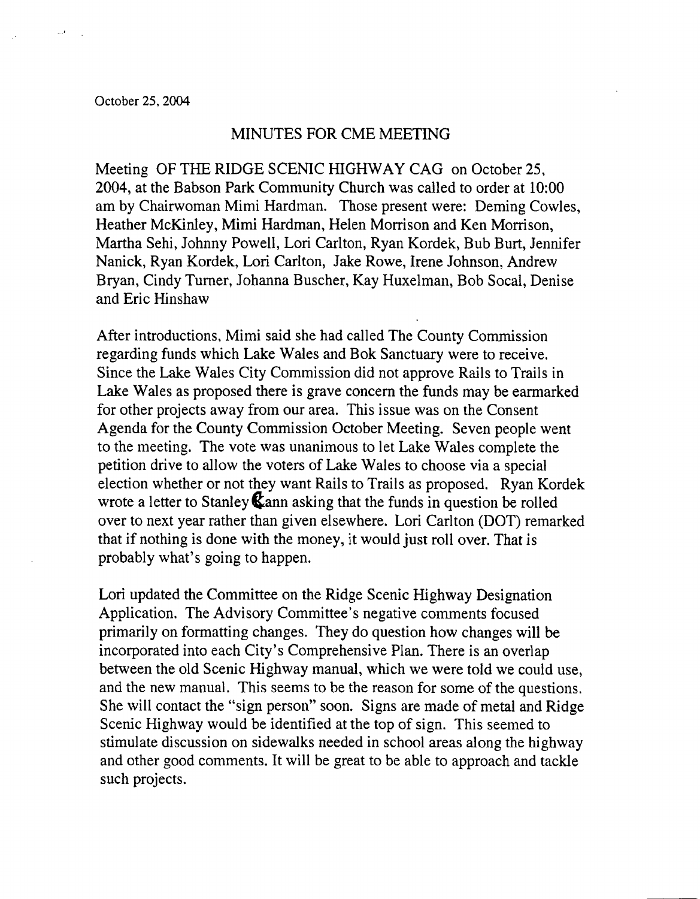October 25, 2004

## MINUTES FOR CME MEETING

Meeting OF THE RIDGE SCENIC HIGHWAY CAG on October 25, 2004, at the Babson Park Community Church was called to order at 10:00 am by Chairwoman Mimi Hardman. Those present were: Deming Cowles, Heather McKinley, Mimi Hardman, Helen Morrison and Ken Morrison, Martha Sehi, Johnny Powell, Lori Carlton, Ryan Kordek, Bub Burt, Jennifer Nanick, Ryan Kordek, Lori Carlton, Jake Rowe, Irene Johnson, Andrew Bryan, Cindy Turner, Johanna Buscher, Kay Huxelman, Bob Socal, Denise and Eric Hinshaw

After introductions, Mimi said she had called The County Commission regarding funds which Lake Wales and Bok Sanctuary were to receive. Since the Lake Wales City Commission did not approve Rails to Trails in Lake Wales as proposed there is grave concern the funds may be earmarked for other projects away from our area. This issue was on the Consent Agenda for the County Commission October Meeting. Seven people went to the meeting. The vote was unanimous to let Lake Wales complete the petition drive to allow the voters of Lake Wales to choose via a special election whether or not they want Rails to Trails as proposed. Ryan Kordek wrote a letter to Stanley Kann asking that the funds in question be rolled over to next year rather than given elsewhere. Lori Carlton (DOT) remarked that if nothing is done with the money, it would just roll over. That is probably what's going to happen.

Lori updated the Committee on the Ridge Scenic Highway Designation Application. The Advisory Committee's negative comments focused primarily on formatting changes. They do question how changes will be incorporated into each City's Comprehensive Plan. There is an overlap between the old Scenic Highway manual, which we were told we could use, and the new manual. This seems to be the reason for some of the questions. She will contact the "sign person" soon. Signs are made of metal and Ridge Scenic Highway would be identified at the top of sign. This seemed to stimulate discussion on sidewalks needed in school areas along the highway and other good comments. It will be great to be able to approach and tackle such projects.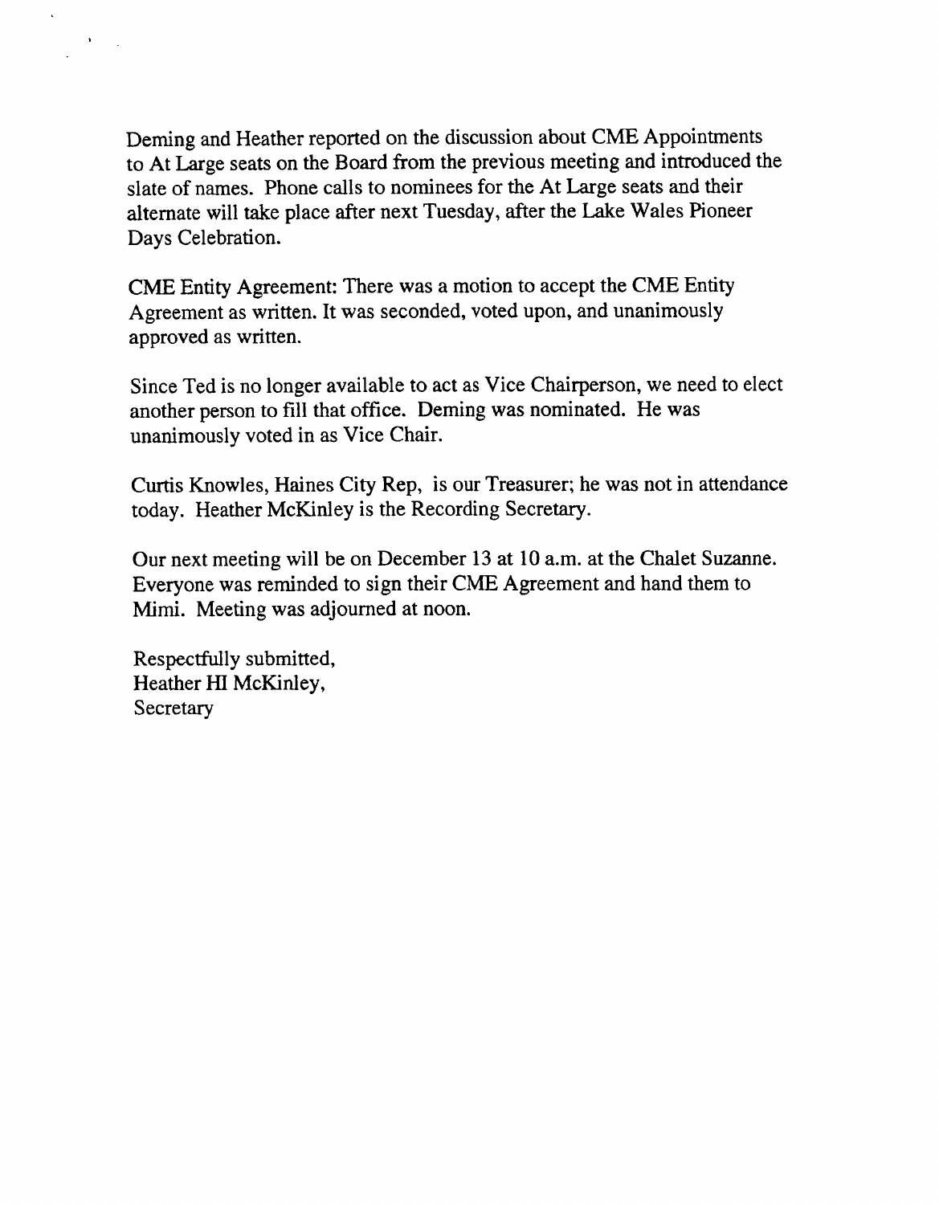Deming and Heather reported on the discussion about CME Appointments to At Large seats on the Board from the previous meeting and introduced the slate of names. Phone calls to nominees for the At Large seats and their alternate will take place after next Tuesday, after the Lake Wales Pioneer Days Celebration.

CME Entity Agreement: There was a motion to accept the CME Entity Agreement as written. It was seconded, voted upon, and unanimously approved as written.

Since Ted is no longer available to act as Vice Chairperson, we need to elect another person to fill that office. Deming was nominated. He was unanimously voted in as Vice Chair.

Curtis Knowles, Haines City Rep, is our Treasurer; he was not in attendance today. Heather McKinley is the Recording Secretary.

Our next meeting will be on December 13 at 10 a.m. at the Chalet Suzanne. Everyone was reminded to sign their CME Agreement and hand them to Mimi. Meeting was adjourned at noon.

Respectfully submitted,
Heather HI McKinley,
Secretary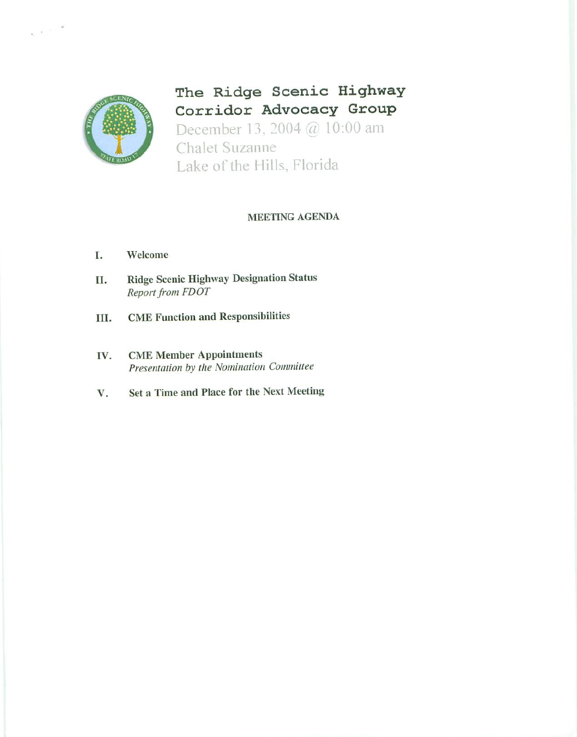# The Ridge Scenic Highway Corridor Advocacy Group

December 13, 2004 @ 10:00 am
Chalet Suzanne
Lake of the Hills, Florida

**MEETING AGENDA**

I. **Welcome**

II. **Ridge Scenic Highway Designation Status**
*Report from FDOT*

III. **CME Function and Responsibilities**

IV. **CME Member Appointments**
*Presentation by the Nomination Committee*

V. **Set a Time and Place for the Next Meeting**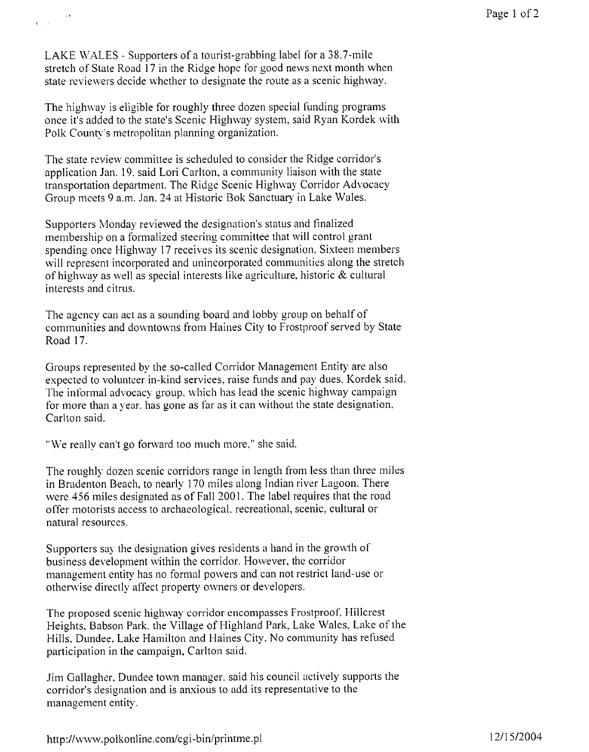LAKE WALES - Supporters of a tourist-grabbing label for a 38.7-mile stretch of State Road 17 in the Ridge hope for good news next month when state reviewers decide whether to designate the route as a scenic highway.

The highway is eligible for roughly three dozen special funding programs once it's added to the state's Scenic Highway system, said Ryan Kordek with Polk County's metropolitan planning organization.

The state review committee is scheduled to consider the Ridge corridor's application Jan. 19, said Lori Carlton, a community liaison with the state transportation department. The Ridge Scenic Highway Corridor Advocacy Group meets 9 a.m. Jan. 24 at Historic Bok Sanctuary in Lake Wales.

Supporters Monday reviewed the designation's status and finalized membership on a formalized steering committee that will control grant spending once Highway 17 receives its scenic designation. Sixteen members will represent incorporated and unincorporated communities along the stretch of highway as well as special interests like agriculture, historic & cultural interests and citrus.

The agency can act as a sounding board and lobby group on behalf of communities and downtowns from Haines City to Frostproof served by State Road 17.

Groups represented by the so-called Corridor Management Entity are also expected to volunteer in-kind services, raise funds and pay dues, Kordek said. The informal advocacy group, which has lead the scenic highway campaign for more than a year, has gone as far as it can without the state designation, Carlton said.

"We really can't go forward too much more," she said.

The roughly dozen scenic corridors range in length from less than three miles in Bradenton Beach, to nearly 170 miles along Indian river Lagoon. There were 456 miles designated as of Fall 2001. The label requires that the road offer motorists access to archaeological, recreational, scenic, cultural or natural resources.

Supporters say the designation gives residents a hand in the growth of business development within the corridor. However, the corridor management entity has no formal powers and can not restrict land-use or otherwise directly affect property owners or developers.

The proposed scenic highway corridor encompasses Frostproof, Hillcrest Heights, Babson Park, the Village of Highland Park, Lake Wales, Lake of the Hills, Dundee, Lake Hamilton and Haines City. No community has refused participation in the campaign, Carlton said.

Jim Gallagher, Dundee town manager, said his council actively supports the corridor's designation and is anxious to add its representative to the management entity.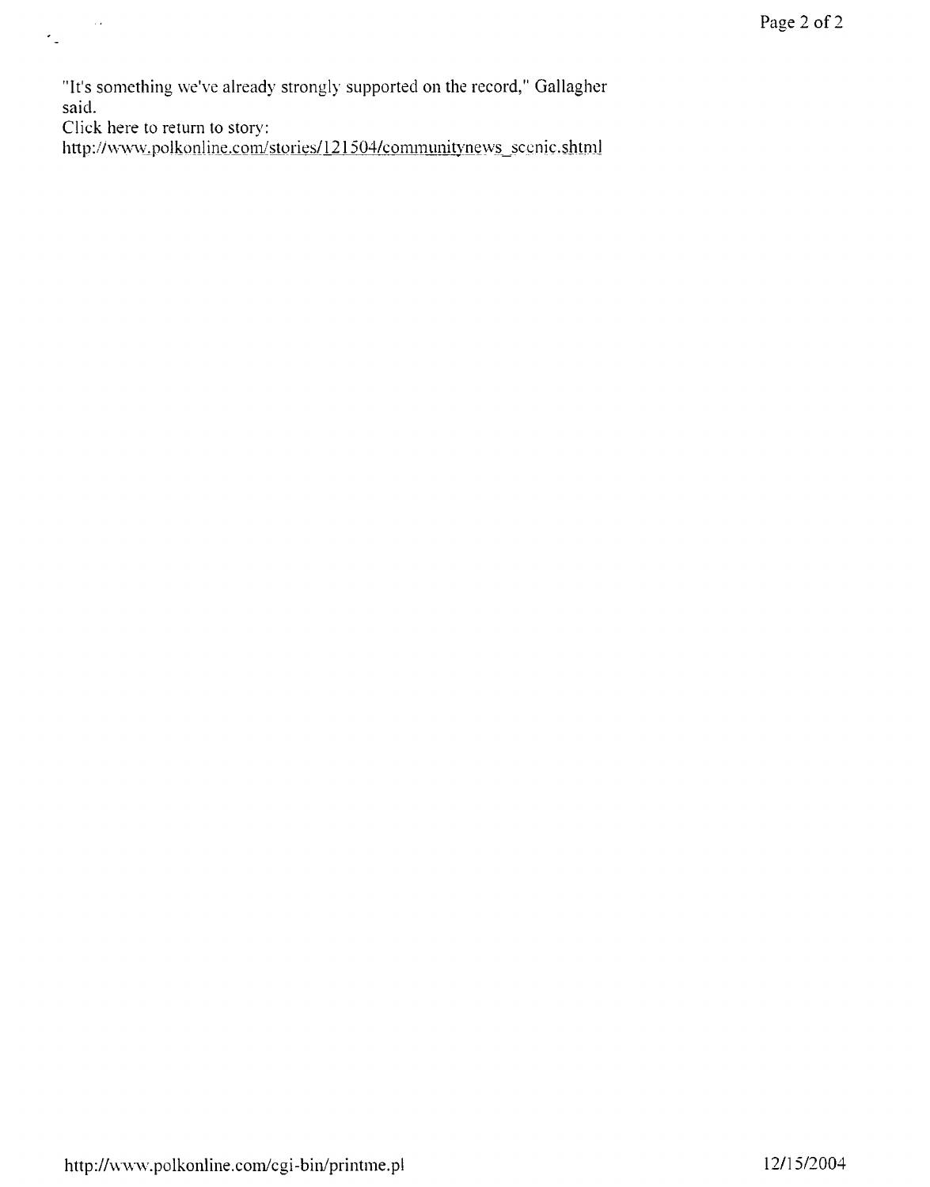"It's something we've already strongly supported on the record," Gallagher said.

Click here to return to story:
http://www.polkonline.com/stories/121504/communitynews_scenic.shtml